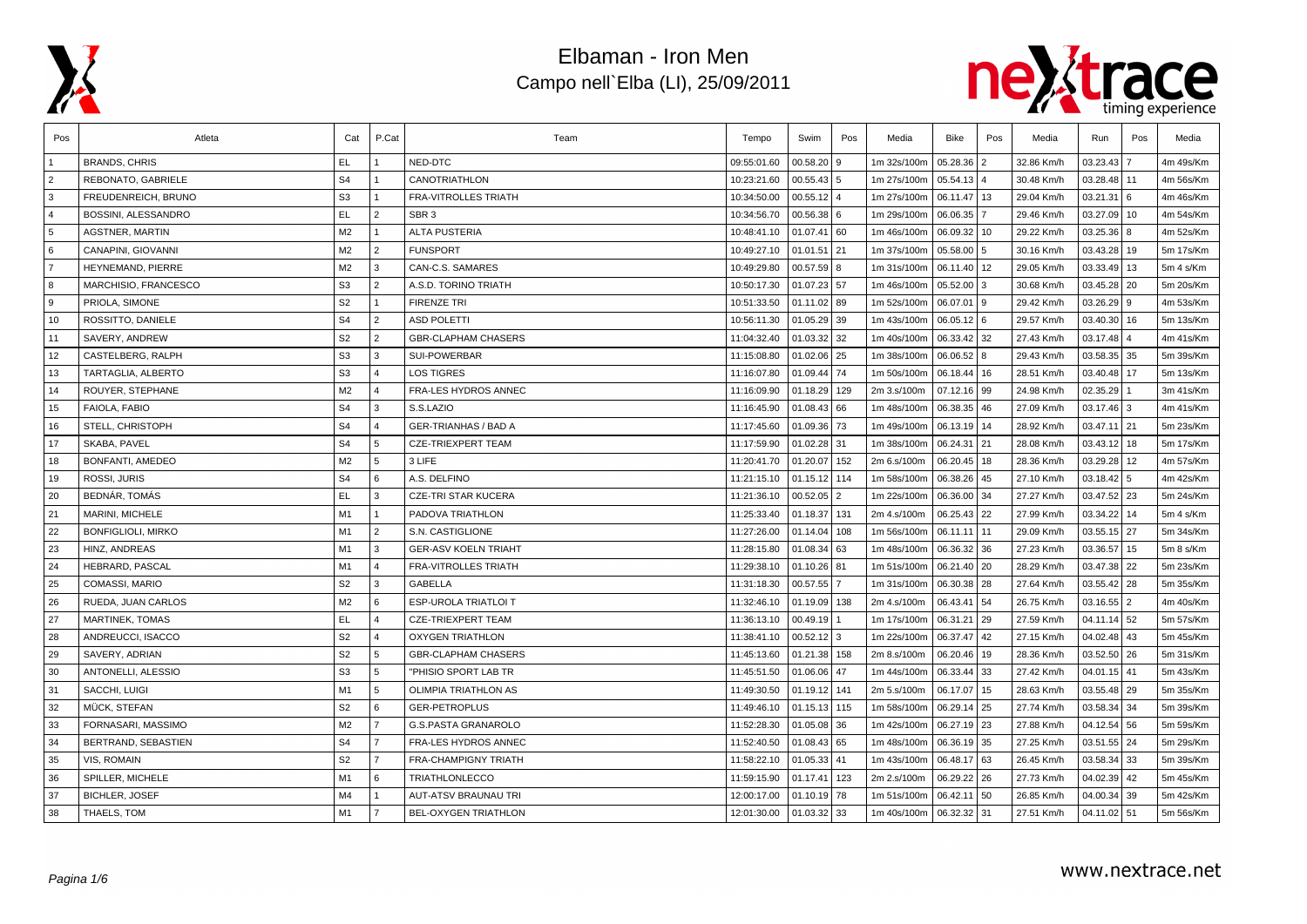# Elbaman - Iron Men

## Campo nell`Elba (LI), 25/09/2011

| Pos | Atleta | Cat | P.Cat | Team | Tempo | Swim | Pos | Media | Bike | Pos | Media | Run | Pos | Media |
|---|---|---|---|---|---|---|---|---|---|---|---|---|---|---|
| 1 | BRANDS, CHRIS | EL | 1 | NED-DTC | 09:55:01.60 | 00.58.20 | 9 | 1m 32s/100m | 05.28.36 | 2 | 32.86 Km/h | 03.23.43 | 7 | 4m 49s/Km |
| 2 | REBONATO, GABRIELE | S4 | 1 | CANOTRIATHLON | 10:23:21.60 | 00.55.43 | 5 | 1m 27s/100m | 05.54.13 | 4 | 30.48 Km/h | 03.28.48 | 11 | 4m 56s/Km |
| 3 | FREUDENREICH, BRUNO | S3 | 1 | FRA-VITROLLES TRIATH | 10:34:50.00 | 00.55.12 | 4 | 1m 27s/100m | 06.11.47 | 13 | 29.04 Km/h | 03.21.31 | 6 | 4m 46s/Km |
| 4 | BOSSINI, ALESSANDRO | EL | 2 | SBR 3 | 10:34:56.70 | 00.56.38 | 6 | 1m 29s/100m | 06.06.35 | 7 | 29.46 Km/h | 03.27.09 | 10 | 4m 54s/Km |
| 5 | AGSTNER, MARTIN | M2 | 1 | ALTA PUSTERIA | 10:48:41.10 | 01.07.41 | 60 | 1m 46s/100m | 06.09.32 | 10 | 29.22 Km/h | 03.25.36 | 8 | 4m 52s/Km |
| 6 | CANAPINI, GIOVANNI | M2 | 2 | FUNSPORT | 10:49:27.10 | 01.01.51 | 21 | 1m 37s/100m | 05.58.00 | 5 | 30.16 Km/h | 03.43.28 | 19 | 5m 17s/Km |
| 7 | HEYNEMAND, PIERRE | M2 | 3 | CAN-C.S. SAMARES | 10:49:29.80 | 00.57.59 | 8 | 1m 31s/100m | 06.11.40 | 12 | 29.05 Km/h | 03.33.49 | 13 | 5m 4 s/Km |
| 8 | MARCHISIO, FRANCESCO | S3 | 2 | A.S.D. TORINO TRIATH | 10:50:17.30 | 01.07.23 | 57 | 1m 46s/100m | 05.52.00 | 3 | 30.68 Km/h | 03.45.28 | 20 | 5m 20s/Km |
| 9 | PRIOLA, SIMONE | S2 | 1 | FIRENZE TRI | 10:51:33.50 | 01.11.02 | 89 | 1m 52s/100m | 06.07.01 | 9 | 29.42 Km/h | 03.26.29 | 9 | 4m 53s/Km |
| 10 | ROSSITTO, DANIELE | S4 | 2 | ASD POLETTI | 10:56:11.30 | 01.05.29 | 39 | 1m 43s/100m | 06.05.12 | 6 | 29.57 Km/h | 03.40.30 | 16 | 5m 13s/Km |
| 11 | SAVERY, ANDREW | S2 | 2 | GBR-CLAPHAM CHASERS | 11:04:32.40 | 01.03.32 | 32 | 1m 40s/100m | 06.33.42 | 32 | 27.43 Km/h | 03.17.48 | 4 | 4m 41s/Km |
| 12 | CASTELBERG, RALPH | S3 | 3 | SUI-POWERBAR | 11:15:08.80 | 01.02.06 | 25 | 1m 38s/100m | 06.06.52 | 8 | 29.43 Km/h | 03.58.35 | 35 | 5m 39s/Km |
| 13 | TARTAGLIA, ALBERTO | S3 | 4 | LOS TIGRES | 11:16:07.80 | 01.09.44 | 74 | 1m 50s/100m | 06.18.44 | 16 | 28.51 Km/h | 03.40.48 | 17 | 5m 13s/Km |
| 14 | ROUYER, STEPHANE | M2 | 4 | FRA-LES HYDROS ANNEC | 11:16:09.90 | 01.18.29 | 129 | 2m 3.s/100m | 07.12.16 | 99 | 24.98 Km/h | 02.35.29 | 1 | 3m 41s/Km |
| 15 | FAIOLA, FABIO | S4 | 3 | S.S.LAZIO | 11:16:45.90 | 01.08.43 | 66 | 1m 48s/100m | 06.38.35 | 46 | 27.09 Km/h | 03.17.46 | 3 | 4m 41s/Km |
| 16 | STELL, CHRISTOPH | S4 | 4 | GER-TRIANHAS / BAD A | 11:17:45.60 | 01.09.36 | 73 | 1m 49s/100m | 06.13.19 | 14 | 28.92 Km/h | 03.47.11 | 21 | 5m 23s/Km |
| 17 | SKABA, PAVEL | S4 | 5 | CZE-TRIEXPERT TEAM | 11:17:59.90 | 01.02.28 | 31 | 1m 38s/100m | 06.24.31 | 21 | 28.08 Km/h | 03.43.12 | 18 | 5m 17s/Km |
| 18 | BONFANTI, AMEDEO | M2 | 5 | 3 LIFE | 11:20:41.70 | 01.20.07 | 152 | 2m 6.s/100m | 06.20.45 | 18 | 28.36 Km/h | 03.29.28 | 12 | 4m 57s/Km |
| 19 | ROSSI, JURIS | S4 | 6 | A.S. DELFINO | 11:21:15.10 | 01.15.12 | 114 | 1m 58s/100m | 06.38.26 | 45 | 27.10 Km/h | 03.18.42 | 5 | 4m 42s/Km |
| 20 | BEDNÁR, TOMÁS | EL | 3 | CZE-TRI STAR KUCERA | 11:21:36.10 | 00.52.05 | 2 | 1m 22s/100m | 06.36.00 | 34 | 27.27 Km/h | 03.47.52 | 23 | 5m 24s/Km |
| 21 | MARINI, MICHELE | M1 | 1 | PADOVA TRIATHLON | 11:25:33.40 | 01.18.37 | 131 | 2m 4.s/100m | 06.25.43 | 22 | 27.99 Km/h | 03.34.22 | 14 | 5m 4 s/Km |
| 22 | BONFIGLIOLI, MIRKO | M1 | 2 | S.N. CASTIGLIONE | 11:27:26.00 | 01.14.04 | 108 | 1m 56s/100m | 06.11.11 | 11 | 29.09 Km/h | 03.55.15 | 27 | 5m 34s/Km |
| 23 | HINZ, ANDREAS | M1 | 3 | GER-ASV KOELN TRIAHT | 11:28:15.80 | 01.08.34 | 63 | 1m 48s/100m | 06.36.32 | 36 | 27.23 Km/h | 03.36.57 | 15 | 5m 8 s/Km |
| 24 | HEBRARD, PASCAL | M1 | 4 | FRA-VITROLLES TRIATH | 11:29:38.10 | 01.10.26 | 81 | 1m 51s/100m | 06.21.40 | 20 | 28.29 Km/h | 03.47.38 | 22 | 5m 23s/Km |
| 25 | COMASSI, MARIO | S2 | 3 | GABELLA | 11:31:18.30 | 00.57.55 | 7 | 1m 31s/100m | 06.30.38 | 28 | 27.64 Km/h | 03.55.42 | 28 | 5m 35s/Km |
| 26 | RUEDA, JUAN CARLOS | M2 | 6 | ESP-UROLA TRIATLOI T | 11:32:46.10 | 01.19.09 | 138 | 2m 4.s/100m | 06.43.41 | 54 | 26.75 Km/h | 03.16.55 | 2 | 4m 40s/Km |
| 27 | MARTINEK, TOMAS | EL | 4 | CZE-TRIEXPERT TEAM | 11:36:13.10 | 00.49.19 | 1 | 1m 17s/100m | 06.31.21 | 29 | 27.59 Km/h | 04.11.14 | 52 | 5m 57s/Km |
| 28 | ANDREUCCI, ISACCO | S2 | 4 | OXYGEN TRIATHLON | 11:38:41.10 | 00.52.12 | 3 | 1m 22s/100m | 06.37.47 | 42 | 27.15 Km/h | 04.02.48 | 43 | 5m 45s/Km |
| 29 | SAVERY, ADRIAN | S2 | 5 | GBR-CLAPHAM CHASERS | 11:45:13.60 | 01.21.38 | 158 | 2m 8.s/100m | 06.20.46 | 19 | 28.36 Km/h | 03.52.50 | 26 | 5m 31s/Km |
| 30 | ANTONELLI, ALESSIO | S3 | 5 | "PHISIO SPORT LAB TR | 11:45:51.50 | 01.06.06 | 47 | 1m 44s/100m | 06.33.44 | 33 | 27.42 Km/h | 04.01.15 | 41 | 5m 43s/Km |
| 31 | SACCHI, LUIGI | M1 | 5 | OLIMPIA TRIATHLON AS | 11:49:30.50 | 01.19.12 | 141 | 2m 5.s/100m | 06.17.07 | 15 | 28.63 Km/h | 03.55.48 | 29 | 5m 35s/Km |
| 32 | MÜCK, STEFAN | S2 | 6 | GER-PETROPLUS | 11:49:46.10 | 01.15.13 | 115 | 1m 58s/100m | 06.29.14 | 25 | 27.74 Km/h | 03.58.34 | 34 | 5m 39s/Km |
| 33 | FORNASARI, MASSIMO | M2 | 7 | G.S.PASTA GRANAROLO | 11:52:28.30 | 01.05.08 | 36 | 1m 42s/100m | 06.27.19 | 23 | 27.88 Km/h | 04.12.54 | 56 | 5m 59s/Km |
| 34 | BERTRAND, SEBASTIEN | S4 | 7 | FRA-LES HYDROS ANNEC | 11:52:40.50 | 01.08.43 | 65 | 1m 48s/100m | 06.36.19 | 35 | 27.25 Km/h | 03.51.55 | 24 | 5m 29s/Km |
| 35 | VIS, ROMAIN | S2 | 7 | FRA-CHAMPIGNY TRIATH | 11:58:22.10 | 01.05.33 | 41 | 1m 43s/100m | 06.48.17 | 63 | 26.45 Km/h | 03.58.34 | 33 | 5m 39s/Km |
| 36 | SPILLER, MICHELE | M1 | 6 | TRIATHLONLECCO | 11:59:15.90 | 01.17.41 | 123 | 2m 2.s/100m | 06.29.22 | 26 | 27.73 Km/h | 04.02.39 | 42 | 5m 45s/Km |
| 37 | BICHLER, JOSEF | M4 | 1 | AUT-ATSV BRAUNAU TRI | 12:00:17.00 | 01.10.19 | 78 | 1m 51s/100m | 06.42.11 | 50 | 26.85 Km/h | 04.00.34 | 39 | 5m 42s/Km |
| 38 | THAELS, TOM | M1 | 7 | BEL-OXYGEN TRIATHLON | 12:01:30.00 | 01.03.32 | 33 | 1m 40s/100m | 06.32.32 | 31 | 27.51 Km/h | 04.11.02 | 51 | 5m 56s/Km |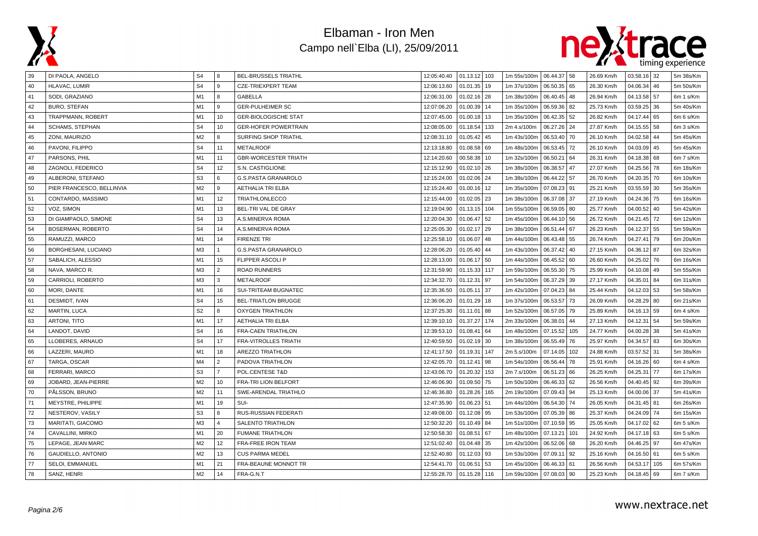# Elbaman - Iron Men

Campo nell`Elba (LI), 25/09/2011

| | | | | | | | | | | | | | | |
|---|---|---|---|---|---|---|---|---|---|---|---|---|---|---|
| 39 | DI PAOLA, ANGELO | S4 | 8 | BEL-BRUSSELS TRIATHL | 12:05:40.40 | 01.13.12 | 103 | 1m 55s/100m | 06.44.37 | 58 | 26.69 Km/h | 03.58.16 | 32 | 5m 38s/Km |
| 40 | HLAVAC, LUMIR | S4 | 9 | CZE-TRIEXPERT TEAM | 12:06:13.60 | 01.01.35 | 19 | 1m 37s/100m | 06.50.35 | 65 | 26.30 Km/h | 04.06.34 | 46 | 5m 50s/Km |
| 41 | SODI, GRAZIANO | M1 | 8 | GABELLA | 12:06:31.00 | 01.02.16 | 28 | 1m 38s/100m | 06.40.45 | 48 | 26.94 Km/h | 04.13.58 | 57 | 6m 1 s/Km |
| 42 | BURO, STEFAN | M1 | 9 | GER-PULHEIMER SC | 12:07:06.20 | 01.00.39 | 14 | 1m 35s/100m | 06.59.36 | 82 | 25.73 Km/h | 03.59.25 | 36 | 5m 40s/Km |
| 43 | TRAPPMANN, ROBERT | M1 | 10 | GER-BIOLOGISCHE STAT | 12:07:45.00 | 01.00.18 | 13 | 1m 35s/100m | 06.42.35 | 52 | 26.82 Km/h | 04.17.44 | 65 | 6m 6 s/Km |
| 44 | SCHAMS, STEPHAN | S4 | 10 | GER-HOFER POWERTRAIN | 12:08:05.00 | 01.18.54 | 133 | 2m 4.s/100m | 06.27.26 | 24 | 27.87 Km/h | 04.15.55 | 58 | 6m 3 s/Km |
| 45 | ZONI, MAURIZIO | M2 | 8 | SURFING SHOP TRIATHL | 12:08:31.10 | 01.05.42 | 45 | 1m 43s/100m | 06.53.40 | 70 | 26.10 Km/h | 04.02.58 | 44 | 5m 45s/Km |
| 46 | PAVONI, FILIPPO | S4 | 11 | METALROOF | 12:13:18.80 | 01.08.58 | 69 | 1m 48s/100m | 06.53.45 | 72 | 26.10 Km/h | 04.03.09 | 45 | 5m 45s/Km |
| 47 | PARSONS, PHIL | M1 | 11 | GBR-WORCESTER TRIATH | 12:14:20.60 | 00.58.38 | 10 | 1m 32s/100m | 06.50.21 | 64 | 26.31 Km/h | 04.18.38 | 68 | 6m 7 s/Km |
| 48 | ZAGNOLI, FEDERICO | S4 | 12 | S.N. CASTIGLIONE | 12:15:12.90 | 01.02.10 | 26 | 1m 38s/100m | 06.38.57 | 47 | 27.07 Km/h | 04.25.56 | 78 | 6m 18s/Km |
| 49 | ALBERONI, STEFANO | S3 | 6 | G.S.PASTA GRANAROLO | 12:15:24.00 | 01.02.06 | 24 | 1m 38s/100m | 06.44.22 | 57 | 26.70 Km/h | 04.20.35 | 70 | 6m 10s/Km |
| 50 | PIER FRANCESCO, BELLINVIA | M2 | 9 | AETHALIA TRI ELBA | 12:15:24.40 | 01.00.16 | 12 | 1m 35s/100m | 07.08.23 | 91 | 25.21 Km/h | 03.55.59 | 30 | 5m 35s/Km |
| 51 | CONTARDO, MASSIMO | M1 | 12 | TRIATHLONLECCO | 12:15:44.00 | 01.02.05 | 23 | 1m 38s/100m | 06.37.08 | 37 | 27.19 Km/h | 04.24.36 | 75 | 6m 16s/Km |
| 52 | VOZ, SIMON | M1 | 13 | BEL-TRI VAL DE GRAY | 12:19:04.90 | 01.13.15 | 104 | 1m 55s/100m | 06.59.05 | 80 | 25.77 Km/h | 04.00.52 | 40 | 5m 42s/Km |
| 53 | DI GIAMPAOLO, SIMONE | S4 | 13 | A.S.MINERVA ROMA | 12:20:04.30 | 01.06.47 | 52 | 1m 45s/100m | 06.44.10 | 56 | 26.72 Km/h | 04.21.45 | 72 | 6m 12s/Km |
| 54 | BOSERMAN, ROBERTO | S4 | 14 | A.S.MINERVA ROMA | 12:25:05.30 | 01.02.17 | 29 | 1m 38s/100m | 06.51.44 | 67 | 26.23 Km/h | 04.12.37 | 55 | 5m 59s/Km |
| 55 | RAMUZZI, MARCO | M1 | 14 | FIRENZE TRI | 12:25:58.10 | 01.06.07 | 48 | 1m 44s/100m | 06.43.48 | 55 | 26.74 Km/h | 04.27.41 | 79 | 6m 20s/Km |
| 56 | BORGHESANI, LUCIANO | M3 | 1 | G.S.PASTA GRANAROLO | 12:28:06.20 | 01.05.40 | 44 | 1m 43s/100m | 06.37.42 | 40 | 27.15 Km/h | 04.36.12 | 87 | 6m 32s/Km |
| 57 | SABALICH, ALESSIO | M1 | 15 | FLIPPER ASCOLI P | 12:28:13.00 | 01.06.17 | 50 | 1m 44s/100m | 06.45.52 | 60 | 26.60 Km/h | 04.25.02 | 76 | 6m 16s/Km |
| 58 | NAVA, MARCO R. | M3 | 2 | ROAD RUNNERS | 12:31:59.90 | 01.15.33 | 117 | 1m 59s/100m | 06.55.30 | 75 | 25.99 Km/h | 04.10.08 | 49 | 5m 55s/Km |
| 59 | CARRIOLI, ROBERTO | M3 | 3 | METALROOF | 12:34:32.70 | 01.12.31 | 97 | 1m 54s/100m | 06.37.29 | 39 | 27.17 Km/h | 04.35.01 | 84 | 6m 31s/Km |
| 60 | MORI, DANTE | M1 | 16 | SUI-TRITEAM BUGNATEC | 12:35:36.50 | 01.05.11 | 37 | 1m 42s/100m | 07.04.23 | 84 | 25.44 Km/h | 04.12.03 | 53 | 5m 58s/Km |
| 61 | DESMIDT, IVAN | S4 | 15 | BEL-TRIATLON BRUGGE | 12:36:06.20 | 01.01.29 | 18 | 1m 37s/100m | 06.53.57 | 73 | 26.09 Km/h | 04.28.29 | 80 | 6m 21s/Km |
| 62 | MARTIN, LUCA | S2 | 8 | OXYGEN TRIATHLON | 12:37:25.30 | 01.11.01 | 88 | 1m 52s/100m | 06.57.05 | 79 | 25.89 Km/h | 04.16.13 | 59 | 6m 4 s/Km |
| 63 | ARTONI, TITO | M1 | 17 | AETHALIA TRI ELBA | 12:39:10.10 | 01.37.27 | 174 | 2m 33s/100m | 06.38.01 | 44 | 27.13 Km/h | 04.12.31 | 54 | 5m 59s/Km |
| 64 | LANDOT, DAVID | S4 | 16 | FRA-CAEN TRIATHLON | 12:39:53.10 | 01.08.41 | 64 | 1m 48s/100m | 07.15.52 | 105 | 24.77 Km/h | 04.00.28 | 38 | 5m 41s/Km |
| 65 | LLOBERES, ARNAUD | S4 | 17 | FRA-VITROLLES TRIATH | 12:40:59.50 | 01.02.19 | 30 | 1m 38s/100m | 06.55.49 | 76 | 25.97 Km/h | 04.34.57 | 83 | 6m 30s/Km |
| 66 | LAZZERI, MAURO | M1 | 18 | AREZZO TRIATHLON | 12:41:17.50 | 01.19.31 | 147 | 2m 5.s/100m | 07.14.05 | 102 | 24.88 Km/h | 03.57.52 | 31 | 5m 38s/Km |
| 67 | TARGA, OSCAR | M4 | 2 | PADOVA TRIATHLON | 12:42:05.70 | 01.12.41 | 98 | 1m 54s/100m | 06.56.44 | 78 | 25.91 Km/h | 04.16.26 | 60 | 6m 4 s/Km |
| 68 | FERRARI, MARCO | S3 | 7 | POL.CENTESE T&D | 12:43:06.70 | 01.20.32 | 153 | 2m 7.s/100m | 06.51.23 | 66 | 26.25 Km/h | 04.25.31 | 77 | 6m 17s/Km |
| 69 | JOBARD, JEAN-PIERRE | M2 | 10 | FRA-TRI LION BELFORT | 12:46:06.90 | 01.09.50 | 75 | 1m 50s/100m | 06.46.33 | 62 | 26.56 Km/h | 04.40.45 | 92 | 6m 39s/Km |
| 70 | PÅLSSON, BRUNO | M2 | 11 | SWE-ARENDAL TRIATHLO | 12:46:36.80 | 01.28.26 | 165 | 2m 19s/100m | 07.09.43 | 94 | 25.13 Km/h | 04.00.06 | 37 | 5m 41s/Km |
| 71 | MEYSTRE, PHILIPPE | M1 | 19 | SUI- | 12:47:35.90 | 01.06.23 | 51 | 1m 44s/100m | 06.54.30 | 74 | 26.05 Km/h | 04.31.45 | 81 | 6m 26s/Km |
| 72 | NESTEROV, VASILY | S3 | 8 | RUS-RUSSIAN FEDERATI | 12:49:08.00 | 01.12.08 | 95 | 1m 53s/100m | 07.05.39 | 86 | 25.37 Km/h | 04.24.09 | 74 | 6m 15s/Km |
| 73 | MARITATI, GIACOMO | M3 | 4 | SALENTO TRIATHLON | 12:50:32.20 | 01.10.49 | 84 | 1m 51s/100m | 07.10.59 | 95 | 25.05 Km/h | 04.17.02 | 62 | 6m 5 s/Km |
| 74 | CAVALLINI, MIRKO | M1 | 20 | FUMANE TRIATHLON | 12:50:58.30 | 01.08.51 | 67 | 1m 48s/100m | 07.13.21 | 101 | 24.92 Km/h | 04.17.18 | 63 | 6m 5 s/Km |
| 75 | LEPAGE, JEAN MARC | M2 | 12 | FRA-FREE IRON TEAM | 12:51:02.40 | 01.04.48 | 35 | 1m 42s/100m | 06.52.06 | 68 | 26.20 Km/h | 04.46.25 | 97 | 6m 47s/Km |
| 76 | GAUDIELLO, ANTONIO | M2 | 13 | CUS PARMA MEDEL | 12:52:40.80 | 01.12.03 | 93 | 1m 53s/100m | 07.09.11 | 92 | 25.16 Km/h | 04.16.50 | 61 | 6m 5 s/Km |
| 77 | SELOI, EMMANUEL | M1 | 21 | FRA-BEAUNE MONNOT TR | 12:54:41.70 | 01.06.51 | 53 | 1m 45s/100m | 06.46.33 | 61 | 26.56 Km/h | 04.53.17 | 105 | 6m 57s/Km |
| 78 | SANZ, HENRI | M2 | 14 | FRA-G.N.T | 12:55:28.70 | 01.15.28 | 116 | 1m 59s/100m | 07.08.03 | 90 | 25.23 Km/h | 04.18.45 | 69 | 6m 7 s/Km |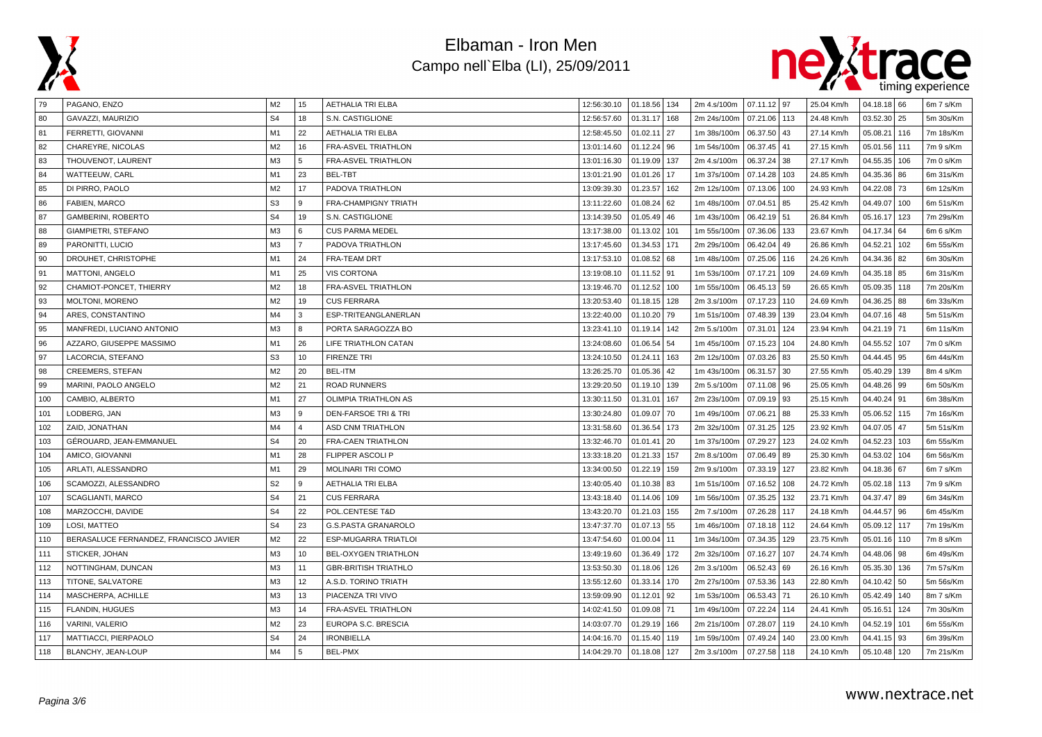# Elbaman - Iron Men
## Campo nell`Elba (LI), 25/09/2011

| | | | | | | | | | | | | | | | |
|---|---|---|---|---|---|---|---|---|---|---|---|---|---|---|---|
| 79 | PAGANO, ENZO | M2 | 15 | AETHALIA TRI ELBA | 12:56:30.10 | 01.18.56 | 134 | 2m 4.s/100m | 07.11.12 | 97 | 25.04 Km/h | 04.18.18 | 66 | 6m 7 s/Km |
| 80 | GAVAZZI, MAURIZIO | S4 | 18 | S.N. CASTIGLIONE | 12:56:57.60 | 01.31.17 | 168 | 2m 24s/100m | 07.21.06 | 113 | 24.48 Km/h | 03.52.30 | 25 | 5m 30s/Km |
| 81 | FERRETTI, GIOVANNI | M1 | 22 | AETHALIA TRI ELBA | 12:58:45.50 | 01.02.11 | 27 | 1m 38s/100m | 06.37.50 | 43 | 27.14 Km/h | 05.08.21 | 116 | 7m 18s/Km |
| 82 | CHAREYRE, NICOLAS | M2 | 16 | FRA-ASVEL TRIATHLON | 13:01:14.60 | 01.12.24 | 96 | 1m 54s/100m | 06.37.45 | 41 | 27.15 Km/h | 05.01.56 | 111 | 7m 9 s/Km |
| 83 | THOUVENOT, LAURENT | M3 | 5 | FRA-ASVEL TRIATHLON | 13:01:16.30 | 01.19.09 | 137 | 2m 4.s/100m | 06.37.24 | 38 | 27.17 Km/h | 04.55.35 | 106 | 7m 0 s/Km |
| 84 | WATTEEUW, CARL | M1 | 23 | BEL-TBT | 13:01:21.90 | 01.01.26 | 17 | 1m 37s/100m | 07.14.28 | 103 | 24.85 Km/h | 04.35.36 | 86 | 6m 31s/Km |
| 85 | DI PIRRO, PAOLO | M2 | 17 | PADOVA TRIATHLON | 13:09:39.30 | 01.23.57 | 162 | 2m 12s/100m | 07.13.06 | 100 | 24.93 Km/h | 04.22.08 | 73 | 6m 12s/Km |
| 86 | FABIEN, MARCO | S3 | 9 | FRA-CHAMPIGNY TRIATH | 13:11:22.60 | 01.08.24 | 62 | 1m 48s/100m | 07.04.51 | 85 | 25.42 Km/h | 04.49.07 | 100 | 6m 51s/Km |
| 87 | GAMBERINI, ROBERTO | S4 | 19 | S.N. CASTIGLIONE | 13:14:39.50 | 01.05.49 | 46 | 1m 43s/100m | 06.42.19 | 51 | 26.84 Km/h | 05.16.17 | 123 | 7m 29s/Km |
| 88 | GIAMPIETRI, STEFANO | M3 | 6 | CUS PARMA MEDEL | 13:17:38.00 | 01.13.02 | 101 | 1m 55s/100m | 07.36.06 | 133 | 23.67 Km/h | 04.17.34 | 64 | 6m 6 s/Km |
| 89 | PARONITTI, LUCIO | M3 | 7 | PADOVA TRIATHLON | 13:17:45.60 | 01.34.53 | 171 | 2m 29s/100m | 06.42.04 | 49 | 26.86 Km/h | 04.52.21 | 102 | 6m 55s/Km |
| 90 | DROUHET, CHRISTOPHE | M1 | 24 | FRA-TEAM DRT | 13:17:53.10 | 01.08.52 | 68 | 1m 48s/100m | 07.25.06 | 116 | 24.26 Km/h | 04.34.36 | 82 | 6m 30s/Km |
| 91 | MATTONI, ANGELO | M1 | 25 | VIS CORTONA | 13:19:08.10 | 01.11.52 | 91 | 1m 53s/100m | 07.17.21 | 109 | 24.69 Km/h | 04.35.18 | 85 | 6m 31s/Km |
| 92 | CHAMIOT-PONCET, THIERRY | M2 | 18 | FRA-ASVEL TRIATHLON | 13:19:46.70 | 01.12.52 | 100 | 1m 55s/100m | 06.45.13 | 59 | 26.65 Km/h | 05.09.35 | 118 | 7m 20s/Km |
| 93 | MOLTONI, MORENO | M2 | 19 | CUS FERRARA | 13:20:53.40 | 01.18.15 | 128 | 2m 3.s/100m | 07.17.23 | 110 | 24.69 Km/h | 04.36.25 | 88 | 6m 33s/Km |
| 94 | ARES, CONSTANTINO | M4 | 3 | ESP-TRITEANGLANERLAN | 13:22:40.00 | 01.10.20 | 79 | 1m 51s/100m | 07.48.39 | 139 | 23.04 Km/h | 04.07.16 | 48 | 5m 51s/Km |
| 95 | MANFREDI, LUCIANO ANTONIO | M3 | 8 | PORTA SARAGOZZA BO | 13:23:41.10 | 01.19.14 | 142 | 2m 5.s/100m | 07.31.01 | 124 | 23.94 Km/h | 04.21.19 | 71 | 6m 11s/Km |
| 96 | AZZARO, GIUSEPPE MASSIMO | M1 | 26 | LIFE TRIATHLON CATAN | 13:24:08.60 | 01.06.54 | 54 | 1m 45s/100m | 07.15.23 | 104 | 24.80 Km/h | 04.55.52 | 107 | 7m 0 s/Km |
| 97 | LACORCIA, STEFANO | S3 | 10 | FIRENZE TRI | 13:24:10.50 | 01.24.11 | 163 | 2m 12s/100m | 07.03.26 | 83 | 25.50 Km/h | 04.44.45 | 95 | 6m 44s/Km |
| 98 | CREEMERS, STEFAN | M2 | 20 | BEL-ITM | 13:26:25.70 | 01.05.36 | 42 | 1m 43s/100m | 06.31.57 | 30 | 27.55 Km/h | 05.40.29 | 139 | 8m 4 s/Km |
| 99 | MARINI, PAOLO ANGELO | M2 | 21 | ROAD RUNNERS | 13:29:20.50 | 01.19.10 | 139 | 2m 5.s/100m | 07.11.08 | 96 | 25.05 Km/h | 04.48.26 | 99 | 6m 50s/Km |
| 100 | CAMBIO, ALBERTO | M1 | 27 | OLIMPIA TRIATHLON AS | 13:30:11.50 | 01.31.01 | 167 | 2m 23s/100m | 07.09.19 | 93 | 25.15 Km/h | 04.40.24 | 91 | 6m 38s/Km |
| 101 | LODBERG, JAN | M3 | 9 | DEN-FARSOE TRI & TRI | 13:30:24.80 | 01.09.07 | 70 | 1m 49s/100m | 07.06.21 | 88 | 25.33 Km/h | 05.06.52 | 115 | 7m 16s/Km |
| 102 | ZAID, JONATHAN | M4 | 4 | ASD CNM TRIATHLON | 13:31:58.60 | 01.36.54 | 173 | 2m 32s/100m | 07.31.25 | 125 | 23.92 Km/h | 04.07.05 | 47 | 5m 51s/Km |
| 103 | GÉROUARD, JEAN-EMMANUEL | S4 | 20 | FRA-CAEN TRIATHLON | 13:32:46.70 | 01.01.41 | 20 | 1m 37s/100m | 07.29.27 | 123 | 24.02 Km/h | 04.52.23 | 103 | 6m 55s/Km |
| 104 | AMICO, GIOVANNI | M1 | 28 | FLIPPER ASCOLI P | 13:33:18.20 | 01.21.33 | 157 | 2m 8.s/100m | 07.06.49 | 89 | 25.30 Km/h | 04.53.02 | 104 | 6m 56s/Km |
| 105 | ARLATI, ALESSANDRO | M1 | 29 | MOLINARI TRI COMO | 13:34:00.50 | 01.22.19 | 159 | 2m 9.s/100m | 07.33.19 | 127 | 23.82 Km/h | 04.18.36 | 67 | 6m 7 s/Km |
| 106 | SCAMOZZI, ALESSANDRO | S2 | 9 | AETHALIA TRI ELBA | 13:40:05.40 | 01.10.38 | 83 | 1m 51s/100m | 07.16.52 | 108 | 24.72 Km/h | 05.02.18 | 113 | 7m 9 s/Km |
| 107 | SCAGLIANTI, MARCO | S4 | 21 | CUS FERRARA | 13:43:18.40 | 01.14.06 | 109 | 1m 56s/100m | 07.35.25 | 132 | 23.71 Km/h | 04.37.47 | 89 | 6m 34s/Km |
| 108 | MARZOCCHI, DAVIDE | S4 | 22 | POL.CENTESE T&D | 13:43:20.70 | 01.21.03 | 155 | 2m 7.s/100m | 07.26.28 | 117 | 24.18 Km/h | 04.44.57 | 96 | 6m 45s/Km |
| 109 | LOSI, MATTEO | S4 | 23 | G.S.PASTA GRANAROLO | 13:47:37.70 | 01.07.13 | 55 | 1m 46s/100m | 07.18.18 | 112 | 24.64 Km/h | 05.09.12 | 117 | 7m 19s/Km |
| 110 | BERASALUCE FERNANDEZ, FRANCISCO JAVIER | M2 | 22 | ESP-MUGARRA TRIATLOI | 13:47:54.60 | 01.00.04 | 11 | 1m 34s/100m | 07.34.35 | 129 | 23.75 Km/h | 05.01.16 | 110 | 7m 8 s/Km |
| 111 | STICKER, JOHAN | M3 | 10 | BEL-OXYGEN TRIATHLON | 13:49:19.60 | 01.36.49 | 172 | 2m 32s/100m | 07.16.27 | 107 | 24.74 Km/h | 04.48.06 | 98 | 6m 49s/Km |
| 112 | NOTTINGHAM, DUNCAN | M3 | 11 | GBR-BRITISH TRIATHLO | 13:53:50.30 | 01.18.06 | 126 | 2m 3.s/100m | 06.52.43 | 69 | 26.16 Km/h | 05.35.30 | 136 | 7m 57s/Km |
| 113 | TITONE, SALVATORE | M3 | 12 | A.S.D. TORINO TRIATH | 13:55:12.60 | 01.33.14 | 170 | 2m 27s/100m | 07.53.36 | 143 | 22.80 Km/h | 04.10.42 | 50 | 5m 56s/Km |
| 114 | MASCHERPA, ACHILLE | M3 | 13 | PIACENZA TRI VIVO | 13:59:09.90 | 01.12.01 | 92 | 1m 53s/100m | 06.53.43 | 71 | 26.10 Km/h | 05.42.49 | 140 | 8m 7 s/Km |
| 115 | FLANDIN, HUGUES | M3 | 14 | FRA-ASVEL TRIATHLON | 14:02:41.50 | 01.09.08 | 71 | 1m 49s/100m | 07.22.24 | 114 | 24.41 Km/h | 05.16.51 | 124 | 7m 30s/Km |
| 116 | VARINI, VALERIO | M2 | 23 | EUROPA S.C. BRESCIA | 14:03:07.70 | 01.29.19 | 166 | 2m 21s/100m | 07.28.07 | 119 | 24.10 Km/h | 04.52.19 | 101 | 6m 55s/Km |
| 117 | MATTIACCI, PIERPAOLO | S4 | 24 | IRONBIELLA | 14:04:16.70 | 01.15.40 | 119 | 1m 59s/100m | 07.49.24 | 140 | 23.00 Km/h | 04.41.15 | 93 | 6m 39s/Km |
| 118 | BLANCHY, JEAN-LOUP | M4 | 5 | BEL-PMX | 14:04:29.70 | 01.18.08 | 127 | 2m 3.s/100m | 07.27.58 | 118 | 24.10 Km/h | 05.10.48 | 120 | 7m 21s/Km |

www.nextrace.net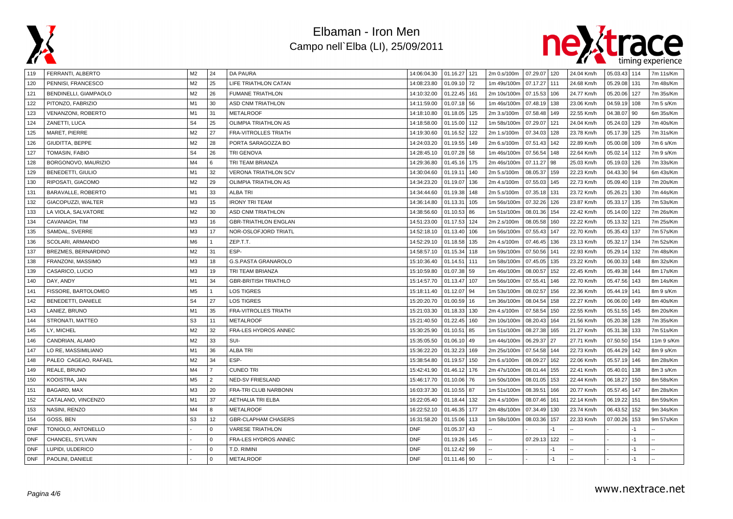# Elbaman - Iron Men

## Campo nell`Elba (LI), 25/09/2011

| | | | | | | | | | | | | | | |
|---|---|---|---|---|---|---|---|---|---|---|---|---|---|---|
| 119 | FERRANTI, ALBERTO | M2 | 24 | DA PAURA | 14:06:04.30 | 01.16.27 | 121 | 2m 0.s/100m | 07.29.07 | 120 | 24.04 Km/h | 05.03.43 | 114 | 7m 11s/Km |
| 120 | PENNISI, FRANCESCO | M2 | 25 | LIFE TRIATHLON CATAN | 14:08:23.80 | 01.09.10 | 72 | 1m 49s/100m | 07.17.27 | 111 | 24.68 Km/h | 05.29.08 | 131 | 7m 48s/Km |
| 121 | BENDINELLI, GIAMPAOLO | M2 | 26 | FUMANE TRIATHLON | 14:10:32.00 | 01.22.45 | 161 | 2m 10s/100m | 07.15.53 | 106 | 24.77 Km/h | 05.20.06 | 127 | 7m 35s/Km |
| 122 | PITONZO, FABRIZIO | M1 | 30 | ASD CNM TRIATHLON | 14:11:59.00 | 01.07.18 | 56 | 1m 46s/100m | 07.48.19 | 138 | 23.06 Km/h | 04.59.19 | 108 | 7m 5 s/Km |
| 123 | VENANZONI, ROBERTO | M1 | 31 | METALROOF | 14:18:10.80 | 01.18.05 | 125 | 2m 3.s/100m | 07.58.48 | 149 | 22.55 Km/h | 04.38.07 | 90 | 6m 35s/Km |
| 124 | ZANETTI, LUCA | S4 | 25 | OLIMPIA TRIATHLON AS | 14:18:58.00 | 01.15.00 | 112 | 1m 58s/100m | 07.29.07 | 121 | 24.04 Km/h | 05.24.03 | 129 | 7m 40s/Km |
| 125 | MARET, PIERRE | M2 | 27 | FRA-VITROLLES TRIATH | 14:19:30.60 | 01.16.52 | 122 | 2m 1.s/100m | 07.34.03 | 128 | 23.78 Km/h | 05.17.39 | 125 | 7m 31s/Km |
| 126 | GIUDITTA, BEPPE | M2 | 28 | PORTA SARAGOZZA BO | 14:24:03.20 | 01.19.55 | 149 | 2m 6.s/100m | 07.51.43 | 142 | 22.89 Km/h | 05.00.08 | 109 | 7m 6 s/Km |
| 127 | TOMASIN, FABIO | S4 | 26 | TRI GENOVA | 14:28:45.10 | 01.07.28 | 58 | 1m 46s/100m | 07.56.54 | 148 | 22.64 Km/h | 05.02.14 | 112 | 7m 9 s/Km |
| 128 | BORGONOVO, MAURIZIO | M4 | 6 | TRI TEAM BRIANZA | 14:29:36.80 | 01.45.16 | 175 | 2m 46s/100m | 07.11.27 | 98 | 25.03 Km/h | 05.19.03 | 126 | 7m 33s/Km |
| 129 | BENEDETTI, GIULIO | M1 | 32 | VERONA TRIATHLON SCV | 14:30:04.60 | 01.19.11 | 140 | 2m 5.s/100m | 08.05.37 | 159 | 22.23 Km/h | 04.43.30 | 94 | 6m 43s/Km |
| 130 | RIPOSATI, GIACOMO | M2 | 29 | OLIMPIA TRIATHLON AS | 14:34:23.20 | 01.19.07 | 136 | 2m 4.s/100m | 07.55.03 | 145 | 22.73 Km/h | 05.09.40 | 119 | 7m 20s/Km |
| 131 | BARAVALLE, ROBERTO | M1 | 33 | ALBA TRI | 14:34:44.60 | 01.19.38 | 148 | 2m 5.s/100m | 07.35.18 | 131 | 23.72 Km/h | 05.26.21 | 130 | 7m 44s/Km |
| 132 | GIACOPUZZI, WALTER | M3 | 15 | IRONY TRI TEAM | 14:36:14.80 | 01.13.31 | 105 | 1m 56s/100m | 07.32.26 | 126 | 23.87 Km/h | 05.33.17 | 135 | 7m 53s/Km |
| 133 | LA VIOLA, SALVATORE | M2 | 30 | ASD CNM TRIATHLON | 14:38:56.60 | 01.10.53 | 86 | 1m 51s/100m | 08.01.36 | 154 | 22.42 Km/h | 05.14.00 | 122 | 7m 26s/Km |
| 134 | CAVANAGH, TIM | M3 | 16 | GBR-TRIATHLON ENGLAN | 14:51:23.00 | 01.17.53 | 124 | 2m 2.s/100m | 08.05.58 | 160 | 22.22 Km/h | 05.13.32 | 121 | 7m 25s/Km |
| 135 | SAMDAL, SVERRE | M3 | 17 | NOR-OSLOFJORD TRIATL | 14:52:18.10 | 01.13.40 | 106 | 1m 56s/100m | 07.55.43 | 147 | 22.70 Km/h | 05.35.43 | 137 | 7m 57s/Km |
| 136 | SCOLARI, ARMANDO | M6 | 1 | ZEP.T.T. | 14:52:29.10 | 01.18.58 | 135 | 2m 4.s/100m | 07.46.45 | 136 | 23.13 Km/h | 05.32.17 | 134 | 7m 52s/Km |
| 137 | BREZMES, BERNARDINO | M2 | 31 | ESP- | 14:58:57.10 | 01.15.34 | 118 | 1m 59s/100m | 07.50.56 | 141 | 22.93 Km/h | 05.29.14 | 132 | 7m 48s/Km |
| 138 | FRANZONI, MASSIMO | M3 | 18 | G.S.PASTA GRANAROLO | 15:10:36.40 | 01.14.51 | 111 | 1m 58s/100m | 07.45.05 | 135 | 23.22 Km/h | 06.00.33 | 148 | 8m 32s/Km |
| 139 | CASARICO, LUCIO | M3 | 19 | TRI TEAM BRIANZA | 15:10:59.80 | 01.07.38 | 59 | 1m 46s/100m | 08.00.57 | 152 | 22.45 Km/h | 05.49.38 | 144 | 8m 17s/Km |
| 140 | DAY, ANDY | M1 | 34 | GBR-BRITISH TRIATHLO | 15:14:57.70 | 01.13.47 | 107 | 1m 56s/100m | 07.55.41 | 146 | 22.70 Km/h | 05.47.56 | 143 | 8m 14s/Km |
| 141 | FISSORE, BARTOLOMEO | M5 | 1 | LOS TIGRES | 15:18:11.40 | 01.12.07 | 94 | 1m 53s/100m | 08.02.57 | 156 | 22.36 Km/h | 05.44.19 | 141 | 8m 9 s/Km |
| 142 | BENEDETTI, DANIELE | S4 | 27 | LOS TIGRES | 15:20:20.70 | 01.00.59 | 16 | 1m 36s/100m | 08.04.54 | 158 | 22.27 Km/h | 06.06.00 | 149 | 8m 40s/Km |
| 143 | LANIEZ, BRUNO | M1 | 35 | FRA-VITROLLES TRIATH | 15:21:03.30 | 01.18.33 | 130 | 2m 4.s/100m | 07.58.54 | 150 | 22.55 Km/h | 05.51.55 | 145 | 8m 20s/Km |
| 144 | STRONATI, MATTEO | S3 | 11 | METALROOF | 15:21:40.50 | 01.22.45 | 160 | 2m 10s/100m | 08.20.43 | 164 | 21.56 Km/h | 05.20.38 | 128 | 7m 35s/Km |
| 145 | LY, MICHEL | M2 | 32 | FRA-LES HYDROS ANNEC | 15:30:25.90 | 01.10.51 | 85 | 1m 51s/100m | 08.27.38 | 165 | 21.27 Km/h | 05.31.38 | 133 | 7m 51s/Km |
| 146 | CANDRIAN, ALAMO | M2 | 33 | SUI- | 15:35:05.50 | 01.06.10 | 49 | 1m 44s/100m | 06.29.37 | 27 | 27.71 Km/h | 07.50.50 | 154 | 11m 9 s/Km |
| 147 | LO RE, MASSIMILIANO | M1 | 36 | ALBA TRI | 15:36:22.20 | 01.32.23 | 169 | 2m 25s/100m | 07.54.58 | 144 | 22.73 Km/h | 05.44.29 | 142 | 8m 9 s/Km |
| 148 | PALEO CAGEAO, RAFAEL | M2 | 34 | ESP- | 15:38:54.80 | 01.19.57 | 150 | 2m 6.s/100m | 08.09.27 | 162 | 22.06 Km/h | 05.57.19 | 146 | 8m 28s/Km |
| 149 | REALE, BRUNO | M4 | 7 | CUNEO TRI | 15:42:41.90 | 01.46.12 | 176 | 2m 47s/100m | 08.01.44 | 155 | 22.41 Km/h | 05.40.01 | 138 | 8m 3 s/Km |
| 150 | KOOISTRA, JAN | M5 | 2 | NED-SV FRIESLAND | 15:46:17.70 | 01.10.06 | 76 | 1m 50s/100m | 08.01.05 | 153 | 22.44 Km/h | 06.18.27 | 150 | 8m 58s/Km |
| 151 | BAGARD, MAX | M3 | 20 | FRA-TRI CLUB NARBONN | 16:03:37.30 | 01.10.55 | 87 | 1m 51s/100m | 08.39.51 | 166 | 20.77 Km/h | 05.57.45 | 147 | 8m 28s/Km |
| 152 | CATALANO, VINCENZO | M1 | 37 | AETHALIA TRI ELBA | 16:22:05.40 | 01.18.44 | 132 | 2m 4.s/100m | 08.07.46 | 161 | 22.14 Km/h | 06.19.22 | 151 | 8m 59s/Km |
| 153 | NASINI, RENZO | M4 | 8 | METALROOF | 16:22:52.10 | 01.46.35 | 177 | 2m 48s/100m | 07.34.49 | 130 | 23.74 Km/h | 06.43.52 | 152 | 9m 34s/Km |
| 154 | GOSS, BEN | S3 | 12 | GBR-CLAPHAM CHASERS | 16:31:58.20 | 01.15.06 | 113 | 1m 58s/100m | 08.03.36 | 157 | 22.33 Km/h | 07.00.26 | 153 | 9m 57s/Km |
| DNF | TONIOLO, ANTONELLO | - | 0 | VARESE TRIATHLON | DNF | 01.05.37 | 43 | -- | - | -1 | -- | - | -1 | -- |
| DNF | CHANCEL, SYLVAIN | - | 0 | FRA-LES HYDROS ANNEC | DNF | 01.19.26 | 145 | -- | 07.29.13 | 122 | -- | - | -1 | -- |
| DNF | LUPIDI, ULDERICO | - | 0 | T.D. RIMINI | DNF | 01.12.42 | 99 | -- | - | -1 | -- | - | -1 | -- |
| DNF | PAOLINI, DANIELE | - | 0 | METALROOF | DNF | 01.11.46 | 90 | -- | - | -1 | -- | - | -1 | -- |

www.nextrace.net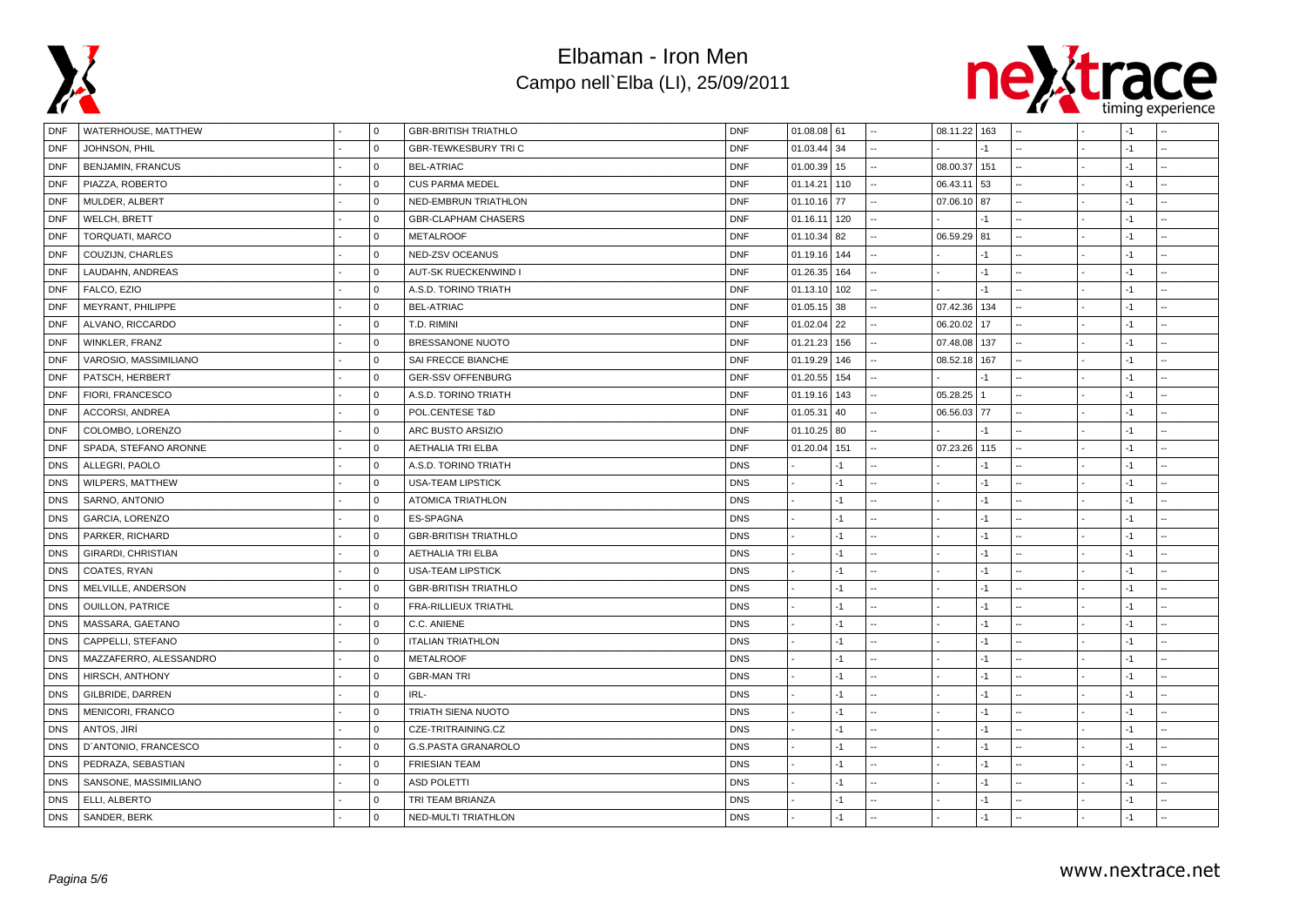# Elbaman - Iron Men

## Campo nell`Elba (LI), 25/09/2011

| | | | | | | | | | | | | | | | |
|---|---|---|---|---|---|---|---|---|---|---|---|---|---|---|---|
| DNF | WATERHOUSE, MATTHEW | - | 0 | GBR-BRITISH TRIATHLO | DNF | 01.08.08 | 61 | -- | 08.11.22 | 163 | -- | - | -1 | -- |
| DNF | JOHNSON, PHIL | - | 0 | GBR-TEWKESBURY TRI C | DNF | 01.03.44 | 34 | -- | - | -1 | -- | - | -1 | -- |
| DNF | BENJAMIN, FRANCUS | - | 0 | BEL-ATRIAC | DNF | 01.00.39 | 15 | -- | 08.00.37 | 151 | -- | - | -1 | -- |
| DNF | PIAZZA, ROBERTO | - | 0 | CUS PARMA MEDEL | DNF | 01.14.21 | 110 | -- | 06.43.11 | 53 | -- | - | -1 | -- |
| DNF | MULDER, ALBERT | - | 0 | NED-EMBRUN TRIATHLON | DNF | 01.10.16 | 77 | -- | 07.06.10 | 87 | -- | - | -1 | -- |
| DNF | WELCH, BRETT | - | 0 | GBR-CLAPHAM CHASERS | DNF | 01.16.11 | 120 | -- | - | -1 | -- | - | -1 | -- |
| DNF | TORQUATI, MARCO | - | 0 | METALROOF | DNF | 01.10.34 | 82 | -- | 06.59.29 | 81 | -- | - | -1 | -- |
| DNF | COUZIJN, CHARLES | - | 0 | NED-ZSV OCEANUS | DNF | 01.19.16 | 144 | -- | - | -1 | -- | - | -1 | -- |
| DNF | LAUDAHN, ANDREAS | - | 0 | AUT-SK RUECKENWIND I | DNF | 01.26.35 | 164 | -- | - | -1 | -- | - | -1 | -- |
| DNF | FALCO, EZIO | - | 0 | A.S.D. TORINO TRIATH | DNF | 01.13.10 | 102 | -- | - | -1 | -- | - | -1 | -- |
| DNF | MEYRANT, PHILIPPE | - | 0 | BEL-ATRIAC | DNF | 01.05.15 | 38 | -- | 07.42.36 | 134 | -- | - | -1 | -- |
| DNF | ALVANO, RICCARDO | - | 0 | T.D. RIMINI | DNF | 01.02.04 | 22 | -- | 06.20.02 | 17 | -- | - | -1 | -- |
| DNF | WINKLER, FRANZ | - | 0 | BRESSANONE NUOTO | DNF | 01.21.23 | 156 | -- | 07.48.08 | 137 | -- | - | -1 | -- |
| DNF | VAROSIO, MASSIMILIANO | - | 0 | SAI FRECCE BIANCHE | DNF | 01.19.29 | 146 | -- | 08.52.18 | 167 | -- | - | -1 | -- |
| DNF | PATSCH, HERBERT | - | 0 | GER-SSV OFFENBURG | DNF | 01.20.55 | 154 | -- | - | -1 | -- | - | -1 | -- |
| DNF | FIORI, FRANCESCO | - | 0 | A.S.D. TORINO TRIATH | DNF | 01.19.16 | 143 | -- | 05.28.25 | 1 | -- | - | -1 | -- |
| DNF | ACCORSI, ANDREA | - | 0 | POL.CENTESE T&D | DNF | 01.05.31 | 40 | -- | 06.56.03 | 77 | -- | - | -1 | -- |
| DNF | COLOMBO, LORENZO | - | 0 | ARC BUSTO ARSIZIO | DNF | 01.10.25 | 80 | -- | - | -1 | -- | - | -1 | -- |
| DNF | SPADA, STEFANO ARONNE | - | 0 | AETHALIA TRI ELBA | DNF | 01.20.04 | 151 | -- | 07.23.26 | 115 | -- | - | -1 | -- |
| DNS | ALLEGRI, PAOLO | - | 0 | A.S.D. TORINO TRIATH | DNS | - | -1 | -- | - | -1 | -- | - | -1 | -- |
| DNS | WILPERS, MATTHEW | - | 0 | USA-TEAM LIPSTICK | DNS | - | -1 | -- | - | -1 | -- | - | -1 | -- |
| DNS | SARNO, ANTONIO | - | 0 | ATOMICA TRIATHLON | DNS | - | -1 | -- | - | -1 | -- | - | -1 | -- |
| DNS | GARCIA, LORENZO | - | 0 | ES-SPAGNA | DNS | - | -1 | -- | - | -1 | -- | - | -1 | -- |
| DNS | PARKER, RICHARD | - | 0 | GBR-BRITISH TRIATHLO | DNS | - | -1 | -- | - | -1 | -- | - | -1 | -- |
| DNS | GIRARDI, CHRISTIAN | - | 0 | AETHALIA TRI ELBA | DNS | - | -1 | -- | - | -1 | -- | - | -1 | -- |
| DNS | COATES, RYAN | - | 0 | USA-TEAM LIPSTICK | DNS | - | -1 | -- | - | -1 | -- | - | -1 | -- |
| DNS | MELVILLE, ANDERSON | - | 0 | GBR-BRITISH TRIATHLO | DNS | - | -1 | -- | - | -1 | -- | - | -1 | -- |
| DNS | OUILLON, PATRICE | - | 0 | FRA-RILLIEUX TRIATHL | DNS | - | -1 | -- | - | -1 | -- | - | -1 | -- |
| DNS | MASSARA, GAETANO | - | 0 | C.C. ANIENE | DNS | - | -1 | -- | - | -1 | -- | - | -1 | -- |
| DNS | CAPPELLI, STEFANO | - | 0 | ITALIAN TRIATHLON | DNS | - | -1 | -- | - | -1 | -- | - | -1 | -- |
| DNS | MAZZAFERRO, ALESSANDRO | - | 0 | METALROOF | DNS | - | -1 | -- | - | -1 | -- | - | -1 | -- |
| DNS | HIRSCH, ANTHONY | - | 0 | GBR-MAN TRI | DNS | - | -1 | -- | - | -1 | -- | - | -1 | -- |
| DNS | GILBRIDE, DARREN | - | 0 | IRL- | DNS | - | -1 | -- | - | -1 | -- | - | -1 | -- |
| DNS | MENICORI, FRANCO | - | 0 | TRIATH SIENA NUOTO | DNS | - | -1 | -- | - | -1 | -- | - | -1 | -- |
| DNS | ANTOS, JIRÍ | - | 0 | CZE-TRITRAINING.CZ | DNS | - | -1 | -- | - | -1 | -- | - | -1 | -- |
| DNS | D`ANTONIO, FRANCESCO | - | 0 | G.S.PASTA GRANAROLO | DNS | - | -1 | -- | - | -1 | -- | - | -1 | -- |
| DNS | PEDRAZA, SEBASTIAN | - | 0 | FRIESIAN TEAM | DNS | - | -1 | -- | - | -1 | -- | - | -1 | -- |
| DNS | SANSONE, MASSIMILIANO | - | 0 | ASD POLETTI | DNS | - | -1 | -- | - | -1 | -- | - | -1 | -- |
| DNS | ELLI, ALBERTO | - | 0 | TRI TEAM BRIANZA | DNS | - | -1 | -- | - | -1 | -- | - | -1 | -- |
| DNS | SANDER, BERK | - | 0 | NED-MULTI TRIATHLON | DNS | - | -1 | -- | - | -1 | -- | - | -1 | -- |

www.nextrace.net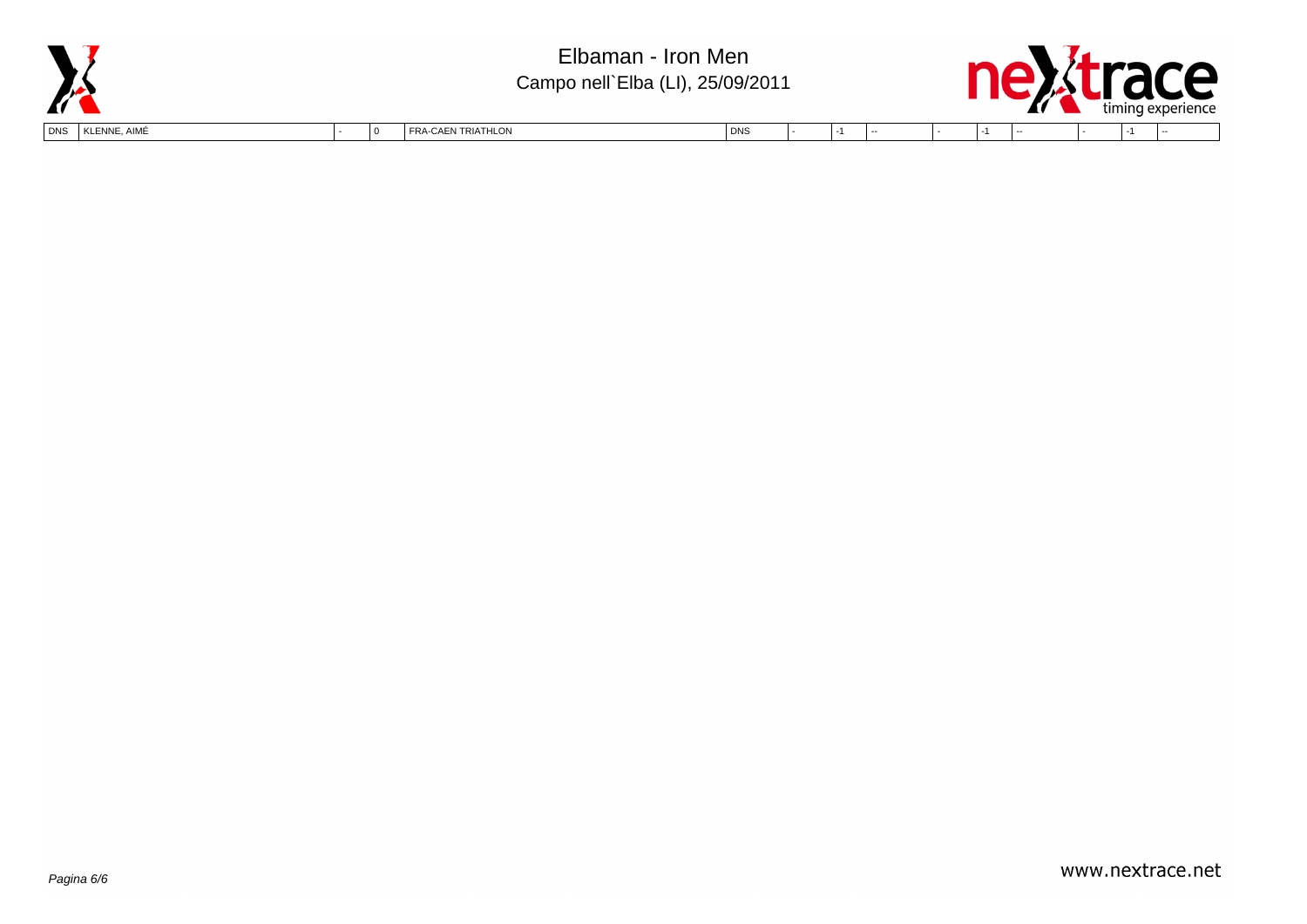# Elbaman - Iron Men

Campo nell`Elba (LI), 25/09/2011

| | | | | | | | | | | | | | | |
|---|---|---|---|---|---|---|---|---|---|---|---|---|---|---|
| DNS | KLENNE, AIMÈ | - | 0 | FRA-CAEN TRIATHLON | DNS | - | -1 | -- | - | -1 | -- | - | -1 | -- |